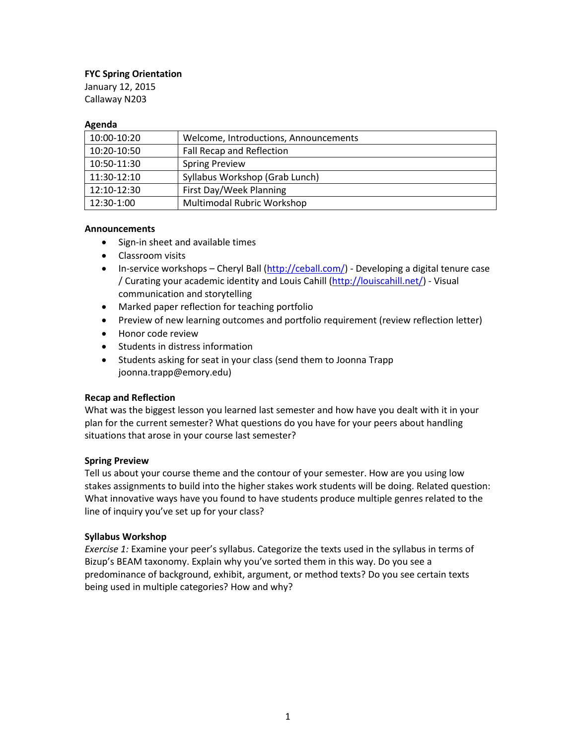**FYC Spring Orientation**
January 12, 2015
Callaway N203

**Agenda**

| | |
|---|---|
| 10:00-10:20 | Welcome, Introductions, Announcements |
| 10:20-10:50 | Fall Recap and Reflection |
| 10:50-11:30 | Spring Preview |
| 11:30-12:10 | Syllabus Workshop (Grab Lunch) |
| 12:10-12:30 | First Day/Week Planning |
| 12:30-1:00 | Multimodal Rubric Workshop |

**Announcements**

- Sign-in sheet and available times
- Classroom visits
- In-service workshops – Cheryl Ball (http://ceball.com/) - Developing a digital tenure case / Curating your academic identity and Louis Cahill (http://louiscahill.net/) - Visual communication and storytelling
- Marked paper reflection for teaching portfolio
- Preview of new learning outcomes and portfolio requirement (review reflection letter)
- Honor code review
- Students in distress information
- Students asking for seat in your class (send them to Joonna Trapp joonna.trapp@emory.edu)

**Recap and Reflection**

What was the biggest lesson you learned last semester and how have you dealt with it in your plan for the current semester? What questions do you have for your peers about handling situations that arose in your course last semester?

**Spring Preview**

Tell us about your course theme and the contour of your semester. How are you using low stakes assignments to build into the higher stakes work students will be doing. Related question: What innovative ways have you found to have students produce multiple genres related to the line of inquiry you've set up for your class?

**Syllabus Workshop**

*Exercise 1:* Examine your peer's syllabus. Categorize the texts used in the syllabus in terms of Bizup's BEAM taxonomy. Explain why you've sorted them in this way. Do you see a predominance of background, exhibit, argument, or method texts? Do you see certain texts being used in multiple categories? How and why?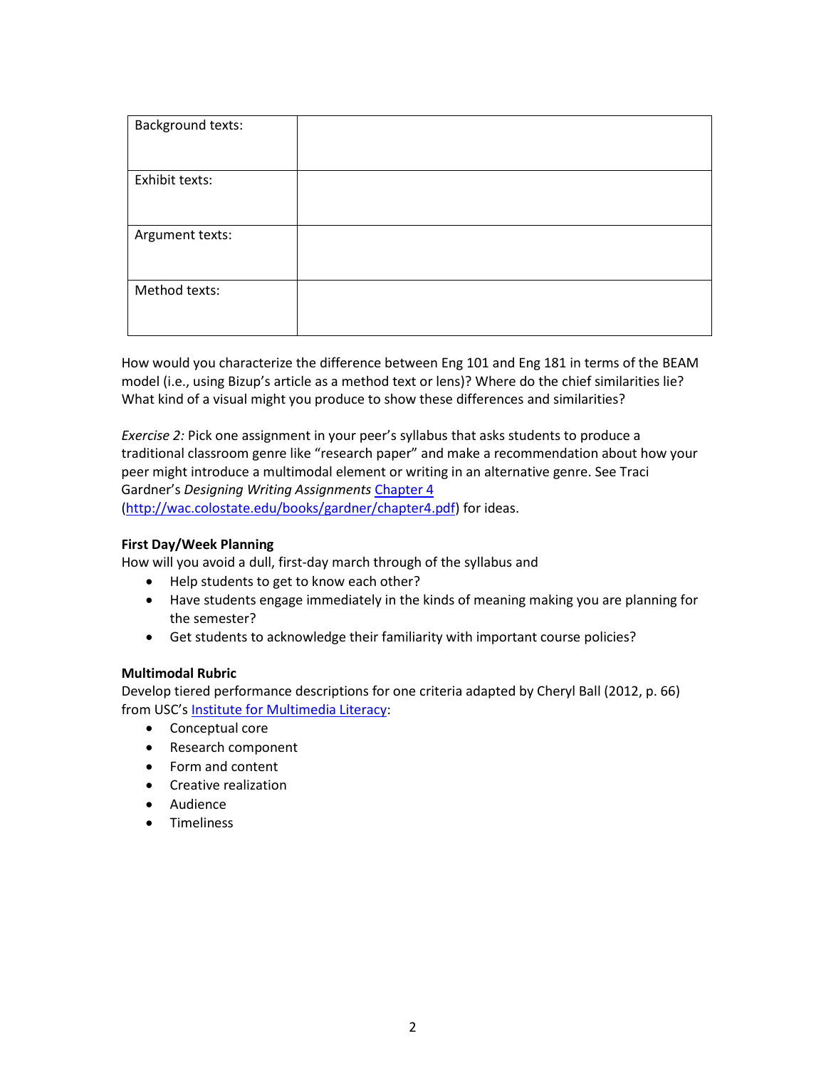| Background texts: | |
|---|---|
| Exhibit texts: | |
| Argument texts: | |
| Method texts: | |

How would you characterize the difference between Eng 101 and Eng 181 in terms of the BEAM model (i.e., using Bizup's article as a method text or lens)? Where do the chief similarities lie? What kind of a visual might you produce to show these differences and similarities?

*Exercise 2:* Pick one assignment in your peer's syllabus that asks students to produce a traditional classroom genre like "research paper" and make a recommendation about how your peer might introduce a multimodal element or writing in an alternative genre. See Traci Gardner's *Designing Writing Assignments* [Chapter 4](http://wac.colostate.edu/books/gardner/chapter4.pdf) (http://wac.colostate.edu/books/gardner/chapter4.pdf) for ideas.

**First Day/Week Planning**

How will you avoid a dull, first-day march through of the syllabus and

- Help students to get to know each other?
- Have students engage immediately in the kinds of meaning making you are planning for the semester?
- Get students to acknowledge their familiarity with important course policies?

**Multimodal Rubric**

Develop tiered performance descriptions for one criteria adapted by Cheryl Ball (2012, p. 66) from USC's Institute for Multimedia Literacy:

- Conceptual core
- Research component
- Form and content
- Creative realization
- Audience
- Timeliness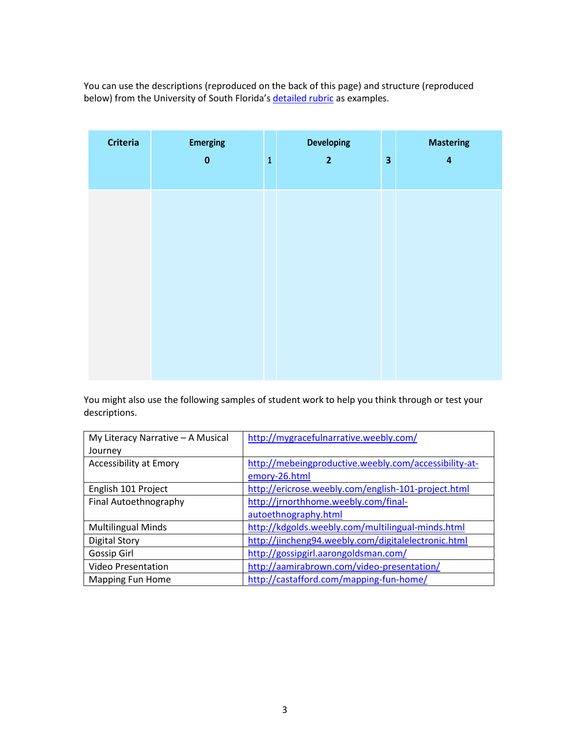You can use the descriptions (reproduced on the back of this page) and structure (reproduced below) from the University of South Florida's detailed rubric as examples.

| Criteria | Emerging<br>0 | 1 | Developing<br>2 | 3 | Mastering<br>4 |
|---|---|---|---|---|---|
| | | | | | |

You might also use the following samples of student work to help you think through or test your descriptions.

| | |
|---|---|
| My Literacy Narrative – A Musical Journey | http://mygracefulnarrative.weebly.com/ |
| Accessibility at Emory | http://mebeingproductive.weebly.com/accessibility-at-emory-26.html |
| English 101 Project | http://ericrose.weebly.com/english-101-project.html |
| Final Autoethnography | http://jrnorthhome.weebly.com/final-autoethnography.html |
| Multilingual Minds | http://kdgolds.weebly.com/multilingual-minds.html |
| Digital Story | http://jincheng94.weebly.com/digitalelectronic.html |
| Gossip Girl | http://gossipgirl.aarongoldsman.com/ |
| Video Presentation | http://aamirabrown.com/video-presentation/ |
| Mapping Fun Home | http://castafford.com/mapping-fun-home/ |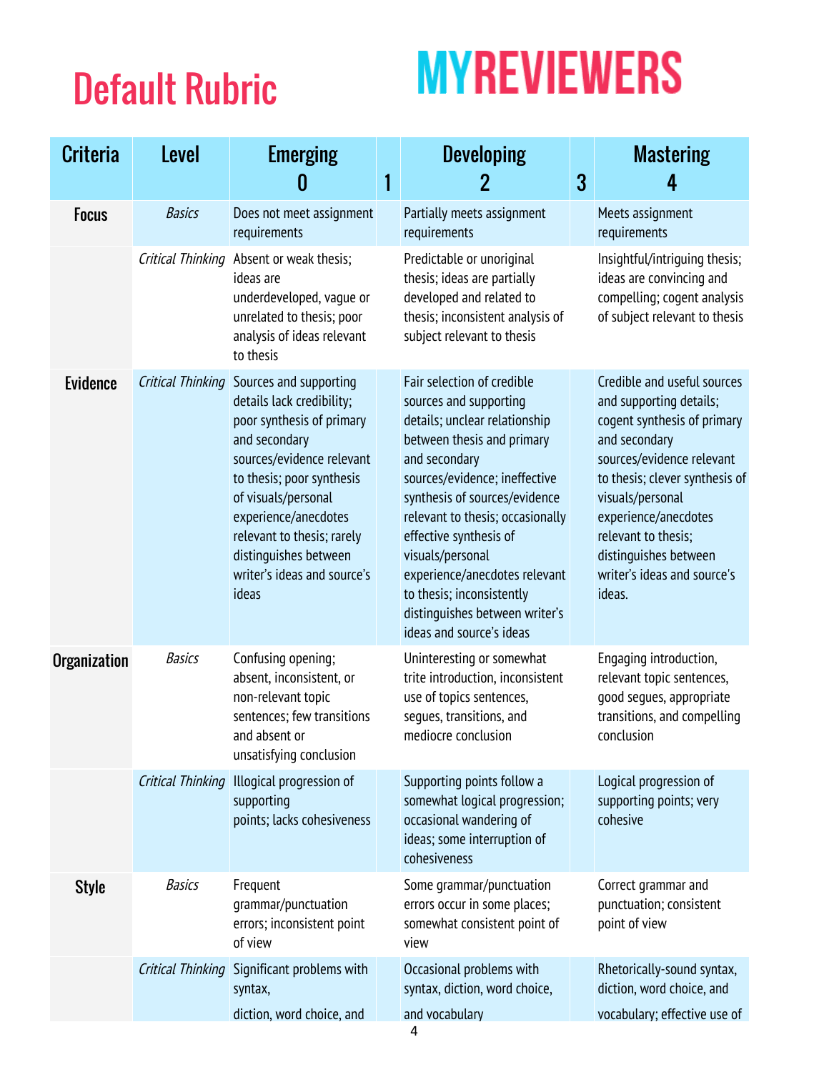# Default Rubric

# MYREVIEWERS

| Criteria | Level | Emerging 0 | 1 | Developing 2 | 3 | Mastering 4 |
|---|---|---|---|---|---|---|
| **Focus** | *Basics* | Does not meet assignment requirements | | Partially meets assignment requirements | | Meets assignment requirements |
| | *Critical Thinking* | Absent or weak thesis; ideas are underdeveloped, vague or unrelated to thesis; poor analysis of ideas relevant to thesis | | Predictable or unoriginal thesis; ideas are partially developed and related to thesis; inconsistent analysis of subject relevant to thesis | | Insightful/intriguing thesis; ideas are convincing and compelling; cogent analysis of subject relevant to thesis |
| **Evidence** | *Critical Thinking* | Sources and supporting details lack credibility; poor synthesis of primary and secondary sources/evidence relevant to thesis; poor synthesis of visuals/personal experience/anecdotes relevant to thesis; rarely distinguishes between writer's ideas and source's ideas | | Fair selection of credible sources and supporting details; unclear relationship between thesis and primary and secondary sources/evidence; ineffective synthesis of sources/evidence relevant to thesis; occasionally effective synthesis of visuals/personal experience/anecdotes relevant to thesis; inconsistently distinguishes between writer's ideas and source's ideas | | Credible and useful sources and supporting details; cogent synthesis of primary and secondary sources/evidence relevant to thesis; clever synthesis of visuals/personal experience/anecdotes relevant to thesis; distinguishes between writer's ideas and source's ideas. |
| **Organization** | *Basics* | Confusing opening; absent, inconsistent, or non-relevant topic sentences; few transitions and absent or unsatisfying conclusion | | Uninteresting or somewhat trite introduction, inconsistent use of topics sentences, segues, transitions, and mediocre conclusion | | Engaging introduction, relevant topic sentences, good segues, appropriate transitions, and compelling conclusion |
| | *Critical Thinking* | Illogical progression of supporting points; lacks cohesiveness | | Supporting points follow a somewhat logical progression; occasional wandering of ideas; some interruption of cohesiveness | | Logical progression of supporting points; very cohesive |
| **Style** | *Basics* | Frequent grammar/punctuation errors; inconsistent point of view | | Some grammar/punctuation errors occur in some places; somewhat consistent point of view | | Correct grammar and punctuation; consistent point of view |
| | *Critical Thinking* | Significant problems with syntax, diction, word choice, and | | Occasional problems with syntax, diction, word choice, and vocabulary | | Rhetorically-sound syntax, diction, word choice, and vocabulary; effective use of |